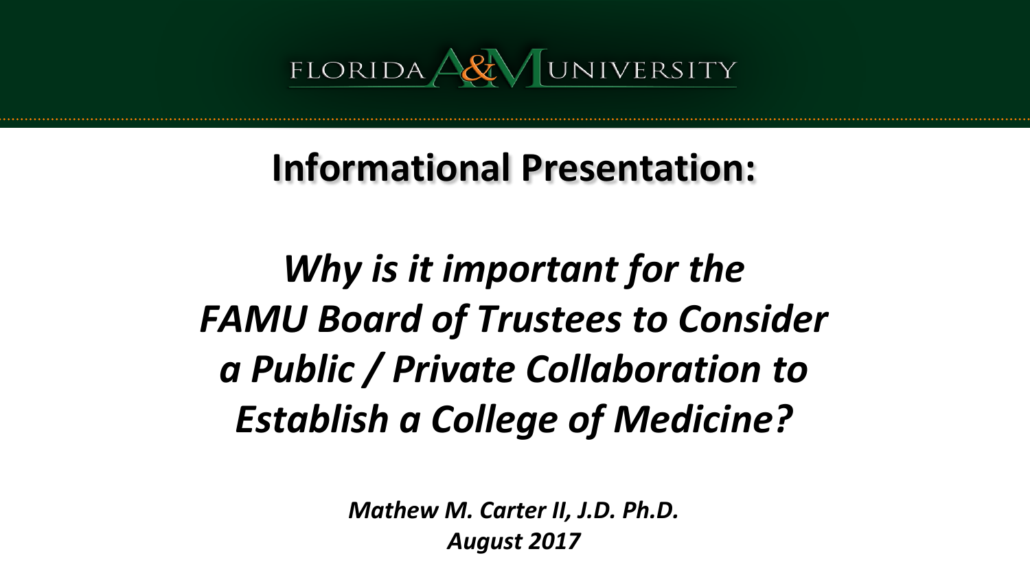FLORIDA A&M UNIVERSITY

# Informational Presentation:

## *Why is it important for the FAMU Board of Trustees to Consider a Public / Private Collaboration to Establish a College of Medicine?*

***Mathew M. Carter II, J.D. Ph.D.***
***August 2017***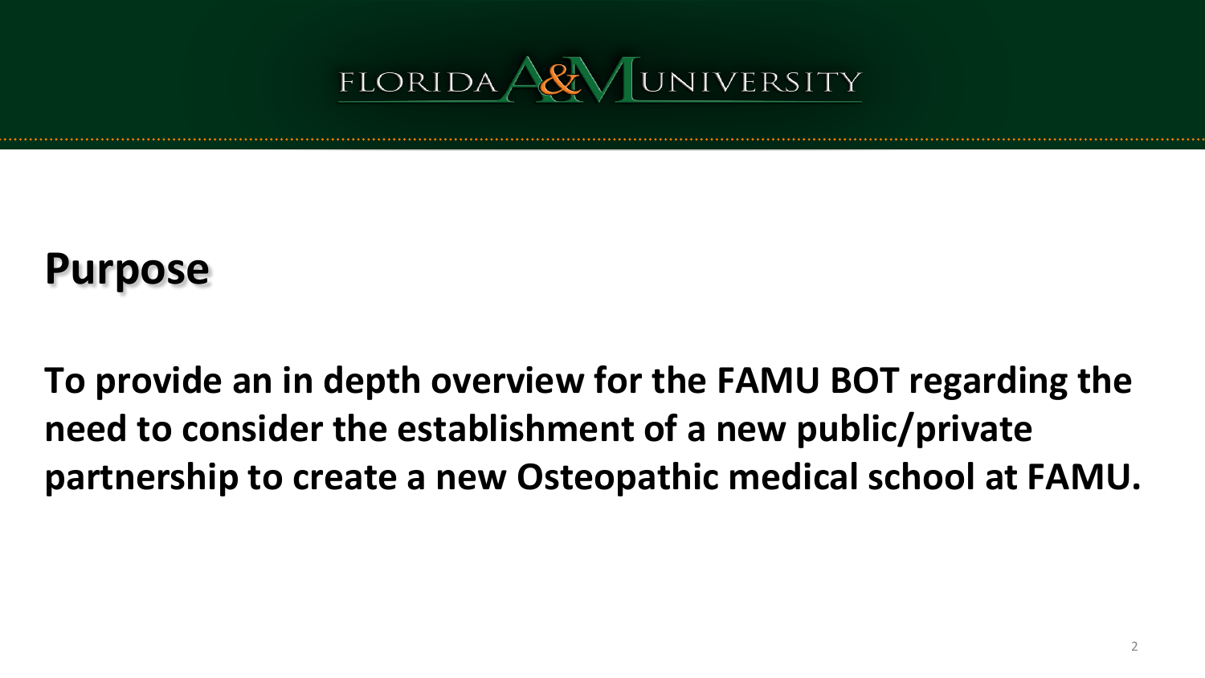## Purpose

**To provide an in depth overview for the FAMU BOT regarding the need to consider the establishment of a new public/private partnership to create a new Osteopathic medical school at FAMU.**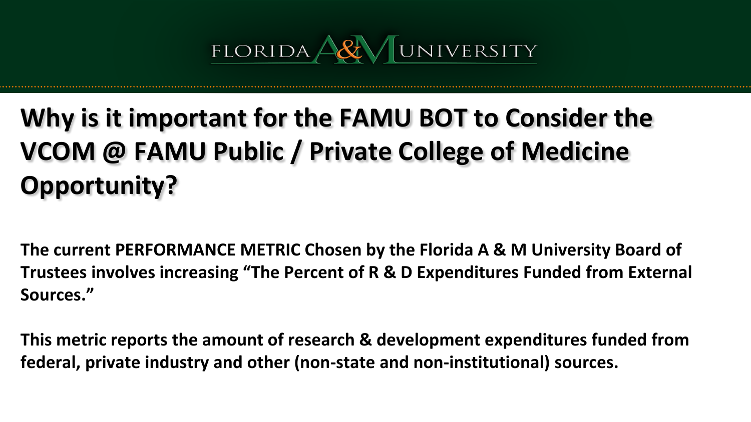# Why is it important for the FAMU BOT to Consider the VCOM @ FAMU Public / Private College of Medicine Opportunity?

**The current PERFORMANCE METRIC Chosen by the Florida A & M University Board of Trustees involves increasing "The Percent of R & D Expenditures Funded from External Sources."**

**This metric reports the amount of research & development expenditures funded from federal, private industry and other (non-state and non-institutional) sources.**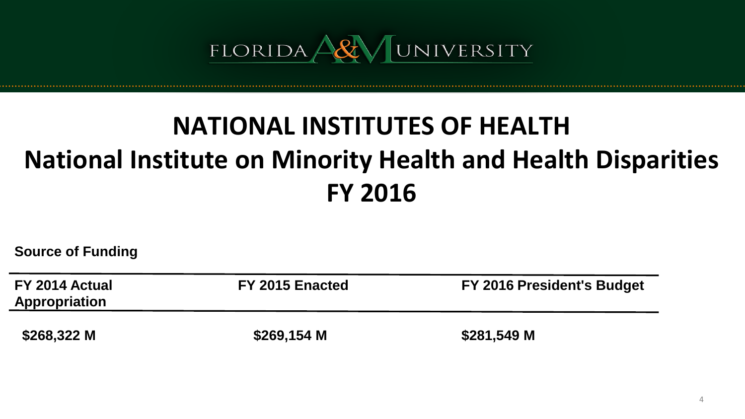# NATIONAL INSTITUTES OF HEALTH
# National Institute on Minority Health and Health Disparities
# FY 2016

**Source of Funding**

| FY 2014 Actual Appropriation | FY 2015 Enacted | FY 2016 President's Budget |
|---|---|---|
| $268,322 M | $269,154 M | $281,549 M |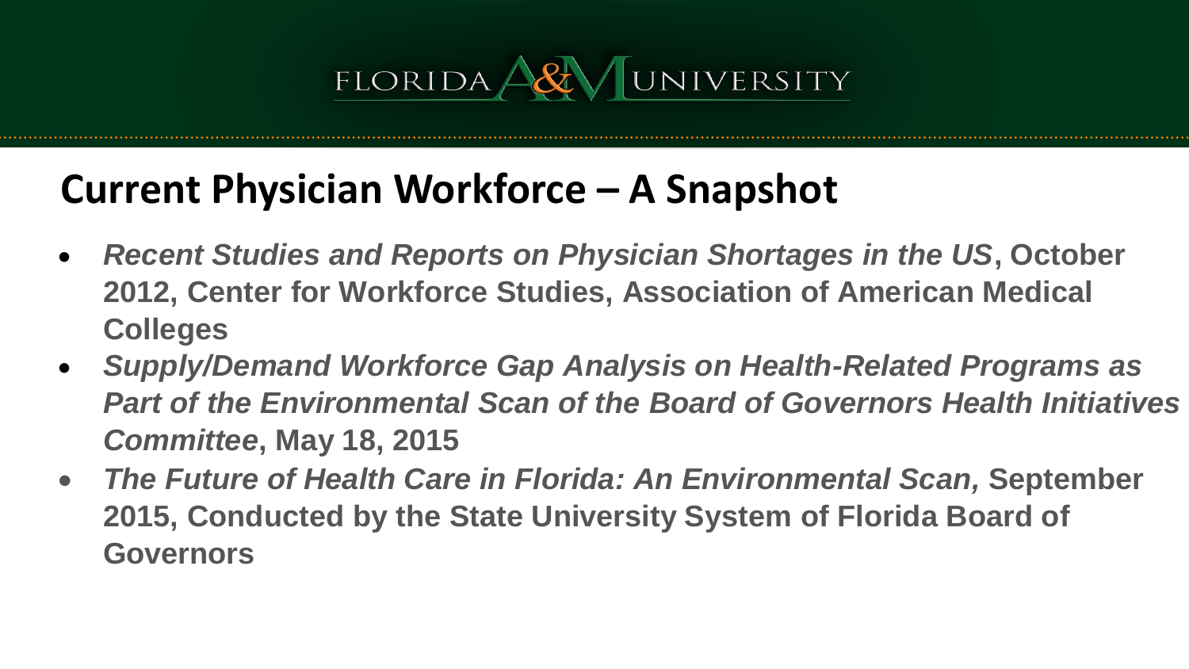## Current Physician Workforce – A Snapshot

- ***Recent Studies and Reports on Physician Shortages in the US*, October 2012, Center for Workforce Studies, Association of American Medical Colleges**
- ***Supply/Demand Workforce Gap Analysis on Health-Related Programs as Part of the Environmental Scan of the Board of Governors Health Initiatives Committee*, May 18, 2015**
- ***The Future of Health Care in Florida: An Environmental Scan,* September 2015, Conducted by the State University System of Florida Board of Governors**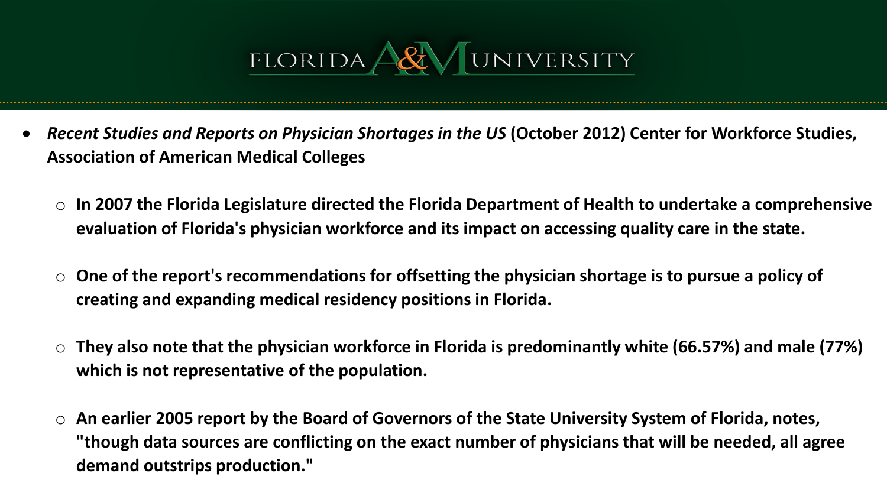- ***Recent Studies and Reports on Physician Shortages in the US*** **(October 2012) Center for Workforce Studies, Association of American Medical Colleges**
  - **In 2007 the Florida Legislature directed the Florida Department of Health to undertake a comprehensive evaluation of Florida's physician workforce and its impact on accessing quality care in the state.**
  - **One of the report's recommendations for offsetting the physician shortage is to pursue a policy of creating and expanding medical residency positions in Florida.**
  - **They also note that the physician workforce in Florida is predominantly white (66.57%) and male (77%) which is not representative of the population.**
  - **An earlier 2005 report by the Board of Governors of the State University System of Florida, notes, "though data sources are conflicting on the exact number of physicians that will be needed, all agree demand outstrips production."**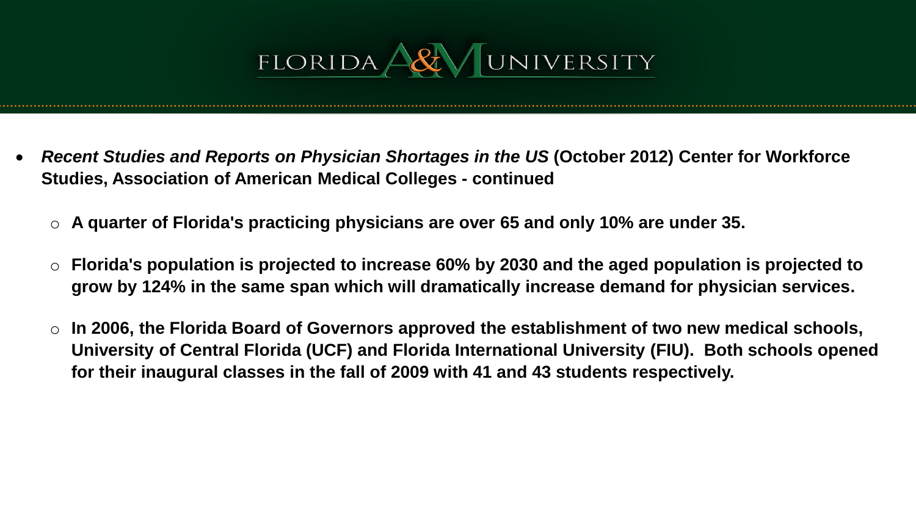- ***Recent Studies and Reports on Physician Shortages in the US*** **(October 2012) Center for Workforce Studies, Association of American Medical Colleges - continued**
  - **A quarter of Florida's practicing physicians are over 65 and only 10% are under 35.**
  - **Florida's population is projected to increase 60% by 2030 and the aged population is projected to grow by 124% in the same span which will dramatically increase demand for physician services.**
  - **In 2006, the Florida Board of Governors approved the establishment of two new medical schools, University of Central Florida (UCF) and Florida International University (FIU). Both schools opened for their inaugural classes in the fall of 2009 with 41 and 43 students respectively.**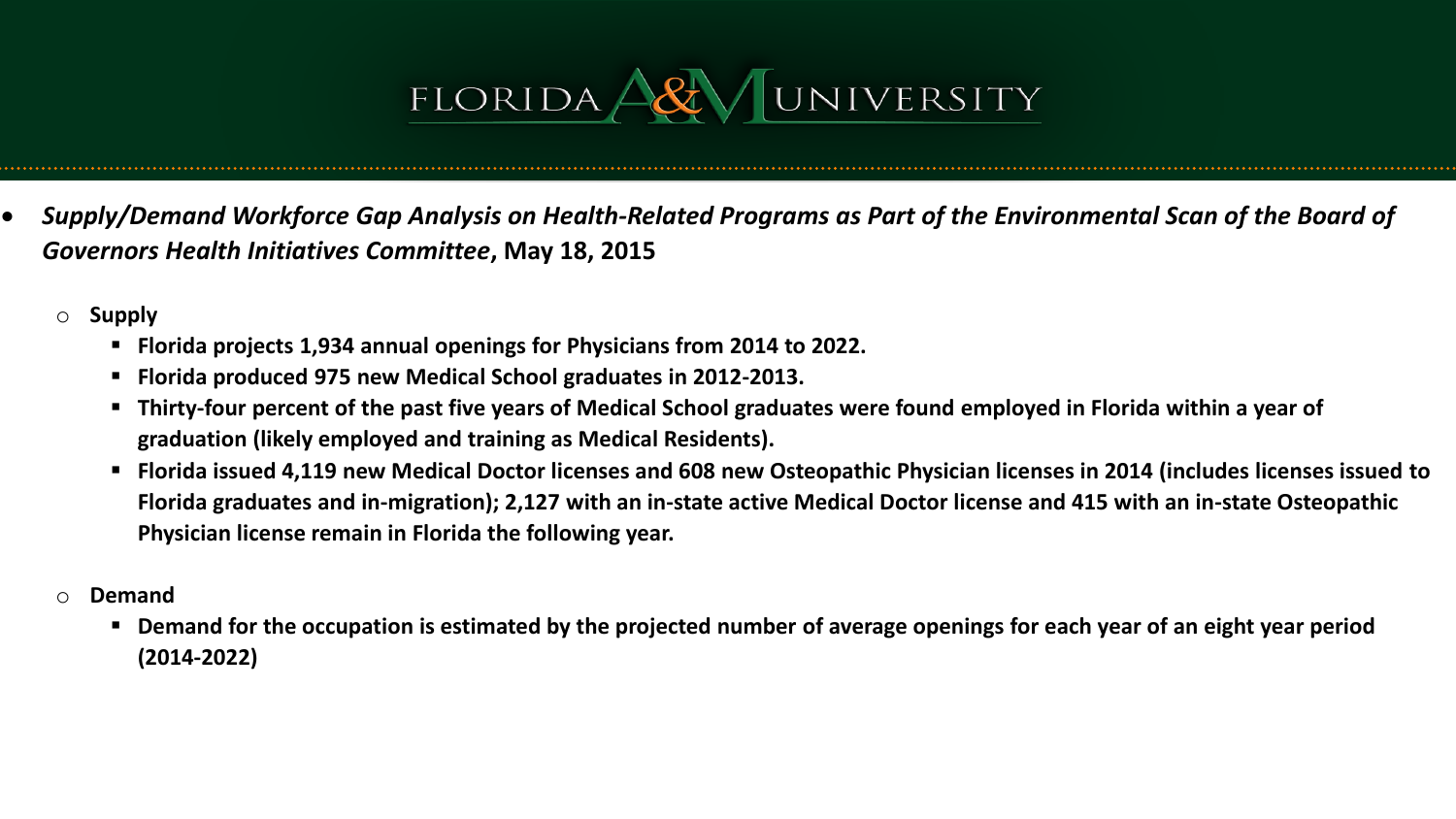- ***Supply/Demand Workforce Gap Analysis on Health-Related Programs as Part of the Environmental Scan of the Board of Governors Health Initiatives Committee*, May 18, 2015**

  - **Supply**
    - **Florida projects 1,934 annual openings for Physicians from 2014 to 2022.**
    - **Florida produced 975 new Medical School graduates in 2012-2013.**
    - **Thirty-four percent of the past five years of Medical School graduates were found employed in Florida within a year of graduation (likely employed and training as Medical Residents).**
    - **Florida issued 4,119 new Medical Doctor licenses and 608 new Osteopathic Physician licenses in 2014 (includes licenses issued to Florida graduates and in-migration); 2,127 with an in-state active Medical Doctor license and 415 with an in-state Osteopathic Physician license remain in Florida the following year.**

  - **Demand**
    - **Demand for the occupation is estimated by the projected number of average openings for each year of an eight year period (2014-2022)**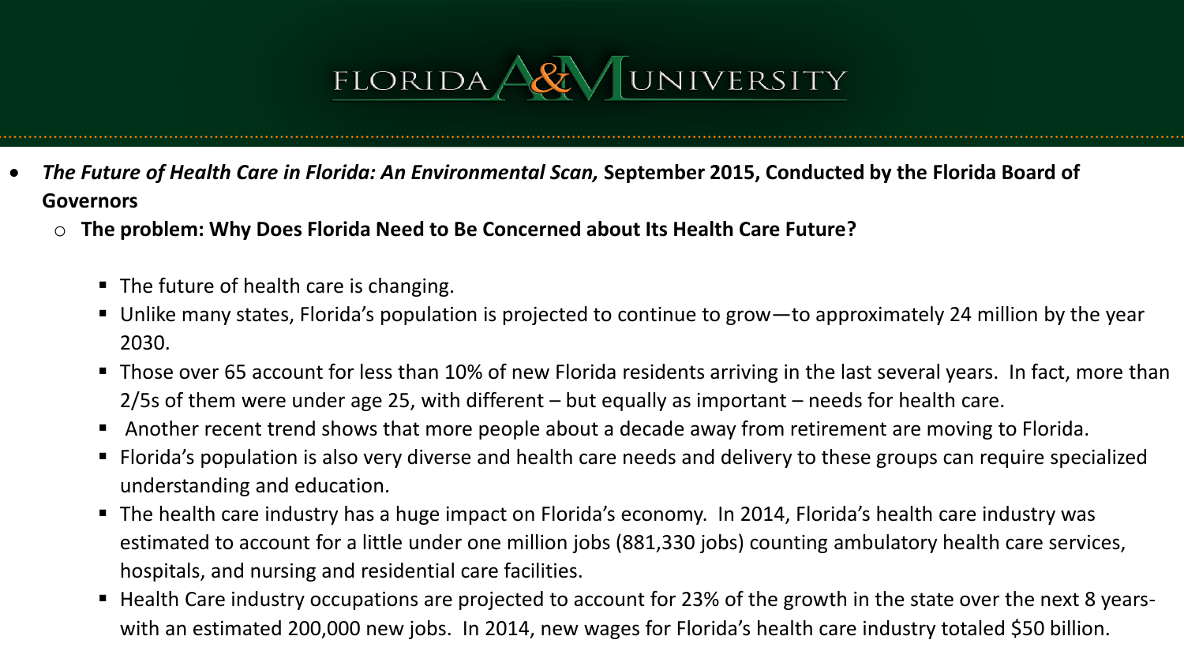- ***The Future of Health Care in Florida: An Environmental Scan,*** **September 2015, Conducted by the Florida Board of Governors**
  - **The problem: Why Does Florida Need to Be Concerned about Its Health Care Future?**
    - The future of health care is changing.
    - Unlike many states, Florida's population is projected to continue to grow—to approximately 24 million by the year 2030.
    - Those over 65 account for less than 10% of new Florida residents arriving in the last several years. In fact, more than 2/5s of them were under age 25, with different – but equally as important – needs for health care.
    - Another recent trend shows that more people about a decade away from retirement are moving to Florida.
    - Florida's population is also very diverse and health care needs and delivery to these groups can require specialized understanding and education.
    - The health care industry has a huge impact on Florida's economy. In 2014, Florida's health care industry was estimated to account for a little under one million jobs (881,330 jobs) counting ambulatory health care services, hospitals, and nursing and residential care facilities.
    - Health Care industry occupations are projected to account for 23% of the growth in the state over the next 8 years- with an estimated 200,000 new jobs. In 2014, new wages for Florida's health care industry totaled $50 billion.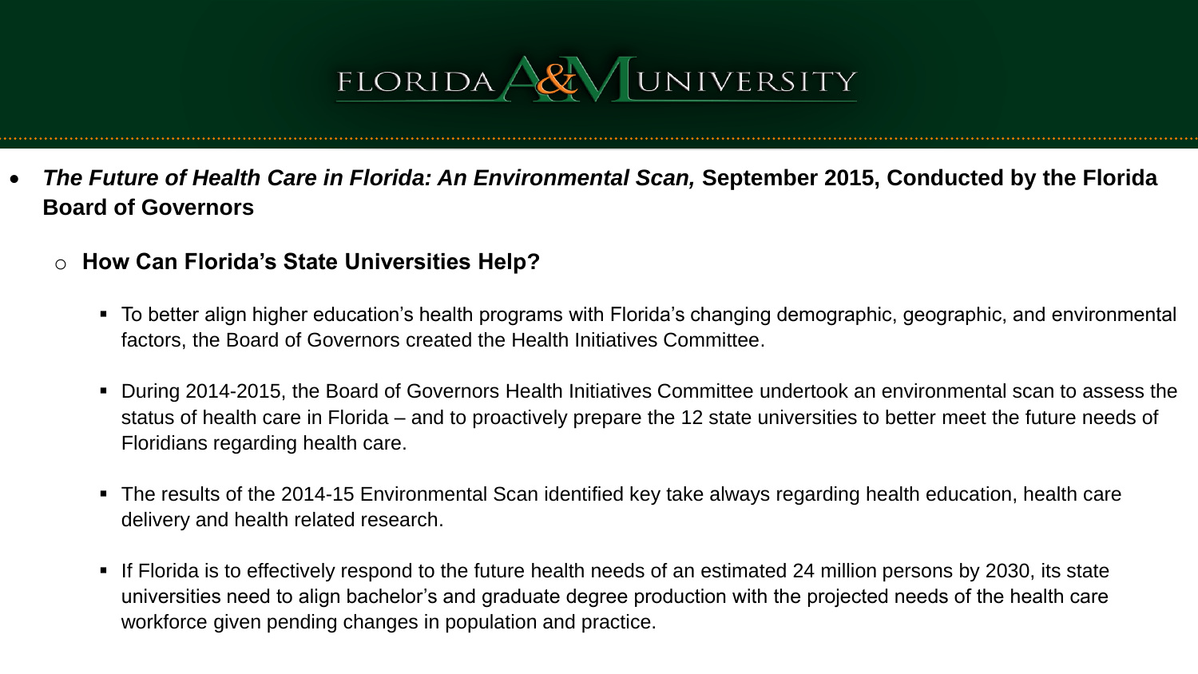- ***The Future of Health Care in Florida: An Environmental Scan,*** **September 2015, Conducted by the Florida Board of Governors**

  - **How Can Florida's State Universities Help?**

    - To better align higher education's health programs with Florida's changing demographic, geographic, and environmental factors, the Board of Governors created the Health Initiatives Committee.

    - During 2014-2015, the Board of Governors Health Initiatives Committee undertook an environmental scan to assess the status of health care in Florida – and to proactively prepare the 12 state universities to better meet the future needs of Floridians regarding health care.

    - The results of the 2014-15 Environmental Scan identified key take always regarding health education, health care delivery and health related research.

    - If Florida is to effectively respond to the future health needs of an estimated 24 million persons by 2030, its state universities need to align bachelor's and graduate degree production with the projected needs of the health care workforce given pending changes in population and practice.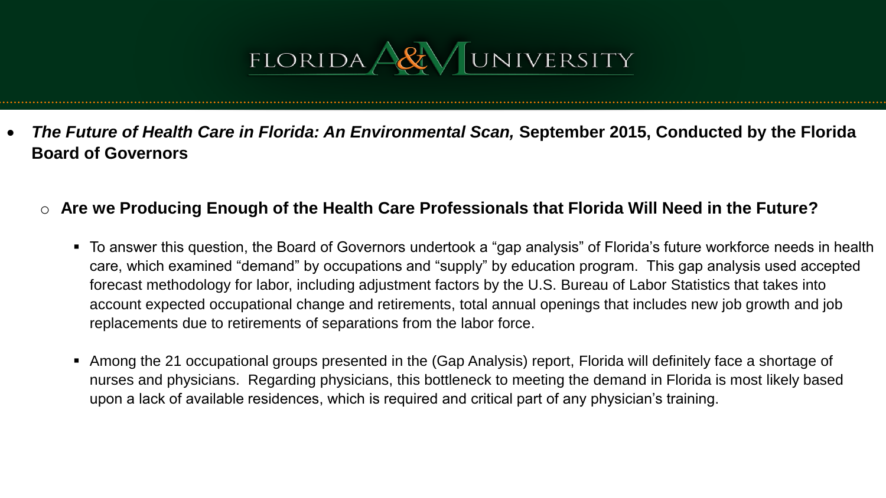- ***The Future of Health Care in Florida: An Environmental Scan,*** **September 2015, Conducted by the Florida Board of Governors**

  - **Are we Producing Enough of the Health Care Professionals that Florida Will Need in the Future?**

    - To answer this question, the Board of Governors undertook a "gap analysis" of Florida's future workforce needs in health care, which examined "demand" by occupations and "supply" by education program. This gap analysis used accepted forecast methodology for labor, including adjustment factors by the U.S. Bureau of Labor Statistics that takes into account expected occupational change and retirements, total annual openings that includes new job growth and job replacements due to retirements of separations from the labor force.

    - Among the 21 occupational groups presented in the (Gap Analysis) report, Florida will definitely face a shortage of nurses and physicians. Regarding physicians, this bottleneck to meeting the demand in Florida is most likely based upon a lack of available residences, which is required and critical part of any physician's training.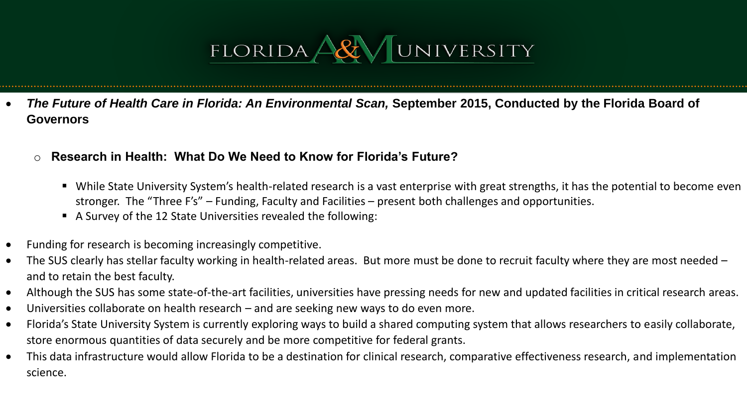- ***The Future of Health Care in Florida: An Environmental Scan,*** **September 2015, Conducted by the Florida Board of Governors**

  - **Research in Health: What Do We Need to Know for Florida's Future?**

    - While State University System's health-related research is a vast enterprise with great strengths, it has the potential to become even stronger. The "Three F's" – Funding, Faculty and Facilities – present both challenges and opportunities.
    - A Survey of the 12 State Universities revealed the following:

- Funding for research is becoming increasingly competitive.
- The SUS clearly has stellar faculty working in health-related areas. But more must be done to recruit faculty where they are most needed – and to retain the best faculty.
- Although the SUS has some state-of-the-art facilities, universities have pressing needs for new and updated facilities in critical research areas.
- Universities collaborate on health research – and are seeking new ways to do even more.
- Florida's State University System is currently exploring ways to build a shared computing system that allows researchers to easily collaborate, store enormous quantities of data securely and be more competitive for federal grants.
- This data infrastructure would allow Florida to be a destination for clinical research, comparative effectiveness research, and implementation science.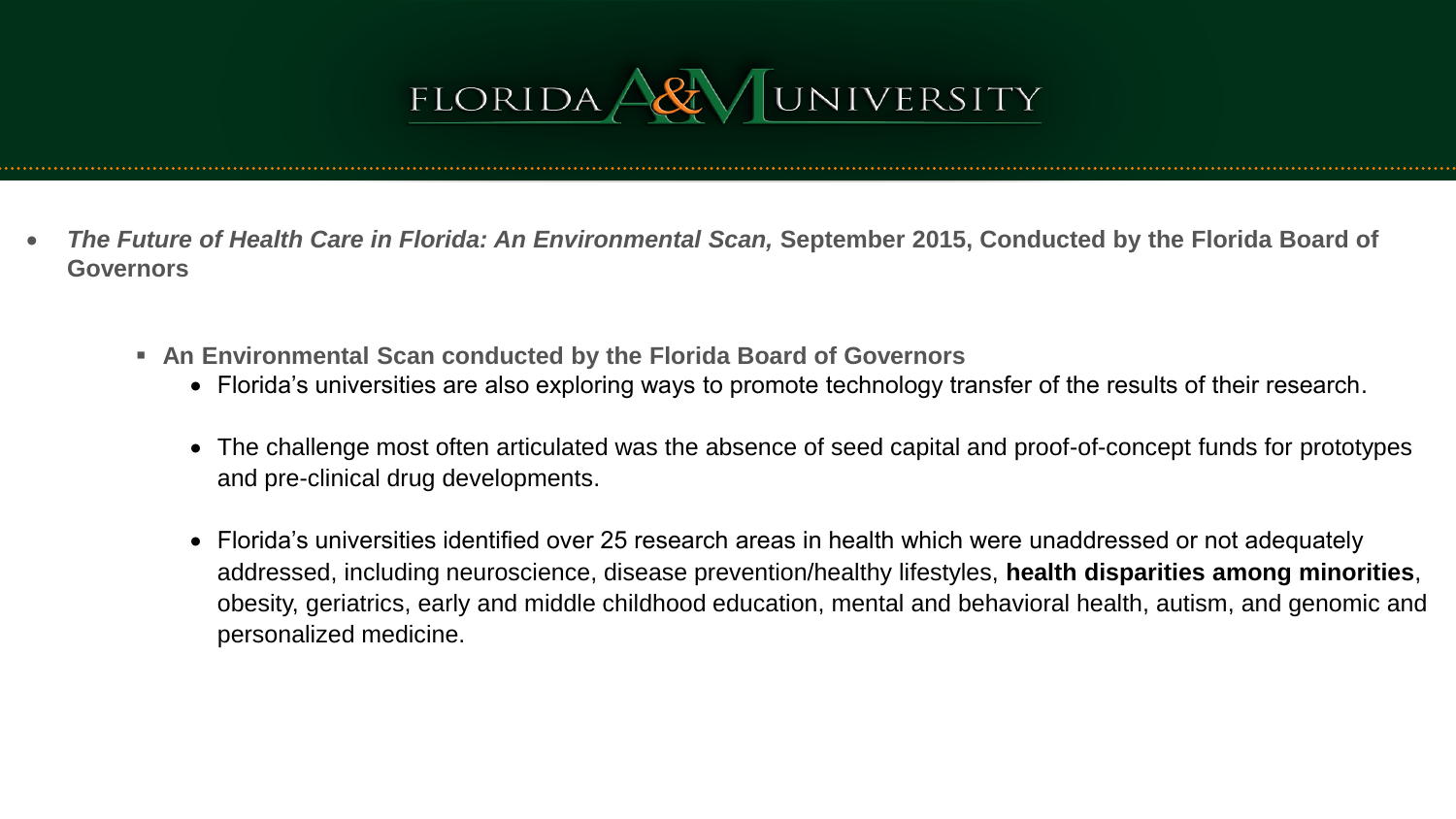- ***The Future of Health Care in Florida: An Environmental Scan,*** **September 2015, Conducted by the Florida Board of Governors**

    - **An Environmental Scan conducted by the Florida Board of Governors**
        - Florida's universities are also exploring ways to promote technology transfer of the results of their research.
        - The challenge most often articulated was the absence of seed capital and proof-of-concept funds for prototypes and pre-clinical drug developments.
        - Florida's universities identified over 25 research areas in health which were unaddressed or not adequately addressed, including neuroscience, disease prevention/healthy lifestyles, **health disparities among minorities**, obesity, geriatrics, early and middle childhood education, mental and behavioral health, autism, and genomic and personalized medicine.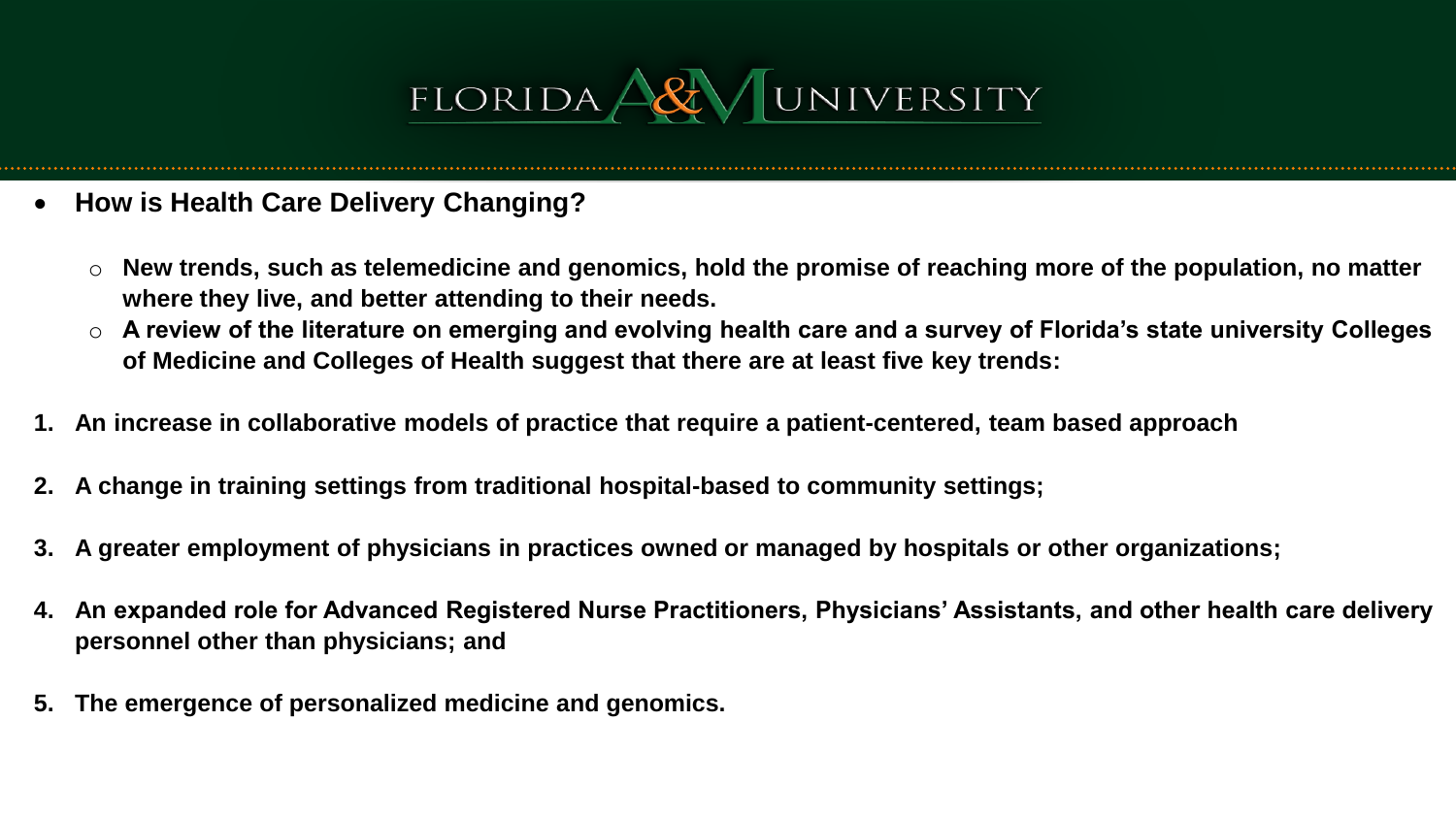- **How is Health Care Delivery Changing?**

  - **New trends, such as telemedicine and genomics, hold the promise of reaching more of the population, no matter where they live, and better attending to their needs.**
  - **A review of the literature on emerging and evolving health care and a survey of Florida's state university Colleges of Medicine and Colleges of Health suggest that there are at least five key trends:**

1. **An increase in collaborative models of practice that require a patient-centered, team based approach**
2. **A change in training settings from traditional hospital-based to community settings;**
3. **A greater employment of physicians in practices owned or managed by hospitals or other organizations;**
4. **An expanded role for Advanced Registered Nurse Practitioners, Physicians' Assistants, and other health care delivery personnel other than physicians; and**
5. **The emergence of personalized medicine and genomics.**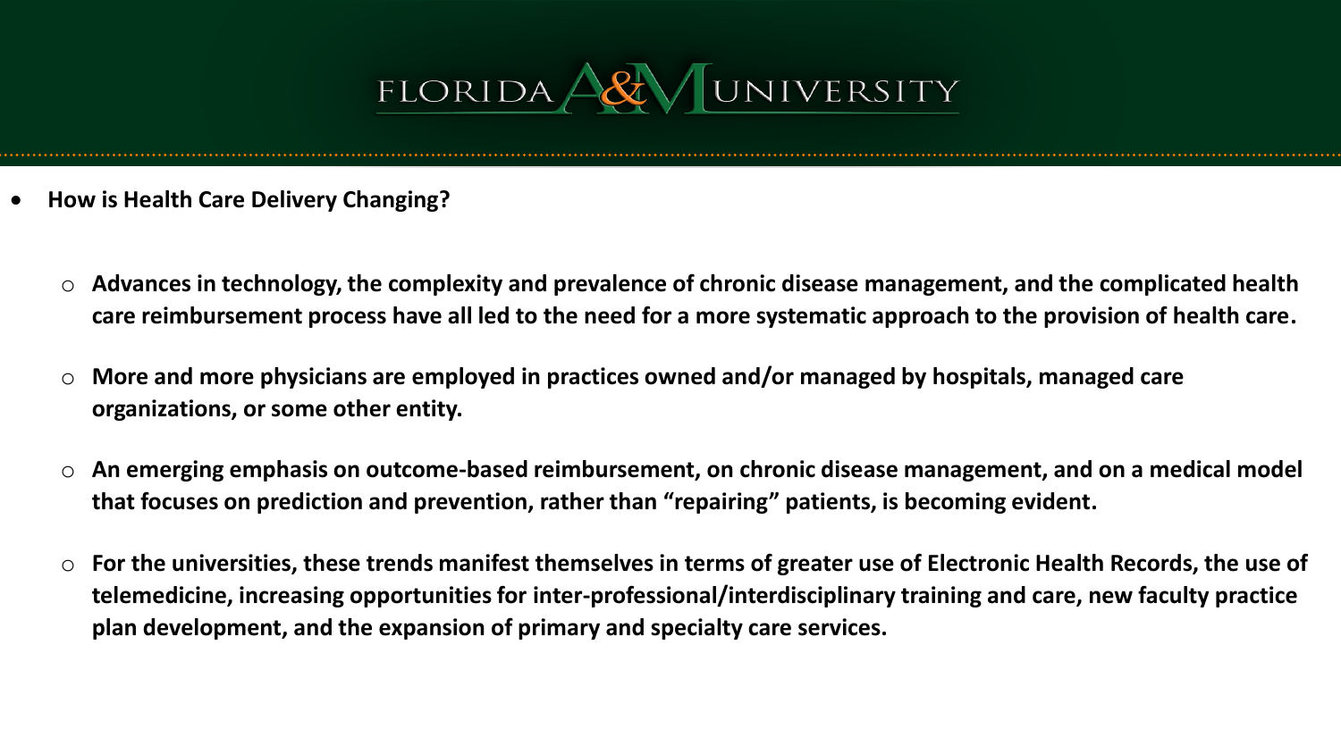- **How is Health Care Delivery Changing?**

  - **Advances in technology, the complexity and prevalence of chronic disease management, and the complicated health care reimbursement process have all led to the need for a more systematic approach to the provision of health care.**

  - **More and more physicians are employed in practices owned and/or managed by hospitals, managed care organizations, or some other entity.**

  - **An emerging emphasis on outcome-based reimbursement, on chronic disease management, and on a medical model that focuses on prediction and prevention, rather than "repairing" patients, is becoming evident.**

  - **For the universities, these trends manifest themselves in terms of greater use of Electronic Health Records, the use of telemedicine, increasing opportunities for inter-professional/interdisciplinary training and care, new faculty practice plan development, and the expansion of primary and specialty care services.**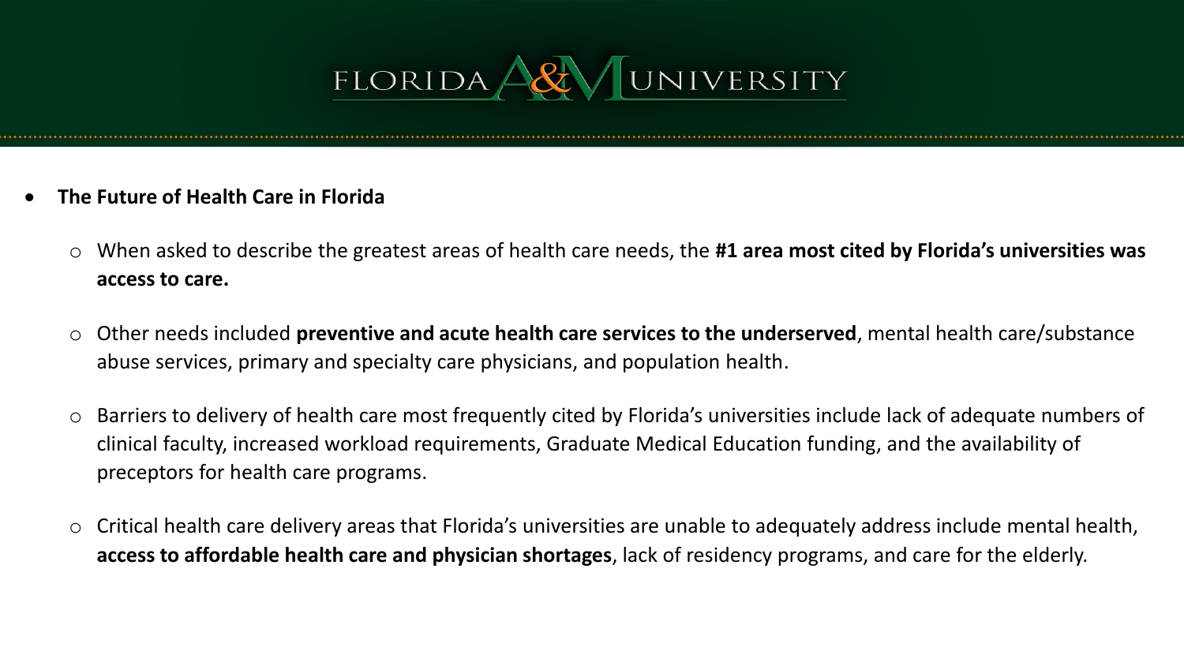- **The Future of Health Care in Florida**
  - When asked to describe the greatest areas of health care needs, the **#1 area most cited by Florida's universities was access to care.**
  - Other needs included **preventive and acute health care services to the underserved**, mental health care/substance abuse services, primary and specialty care physicians, and population health.
  - Barriers to delivery of health care most frequently cited by Florida's universities include lack of adequate numbers of clinical faculty, increased workload requirements, Graduate Medical Education funding, and the availability of preceptors for health care programs.
  - Critical health care delivery areas that Florida's universities are unable to adequately address include mental health, **access to affordable health care and physician shortages**, lack of residency programs, and care for the elderly.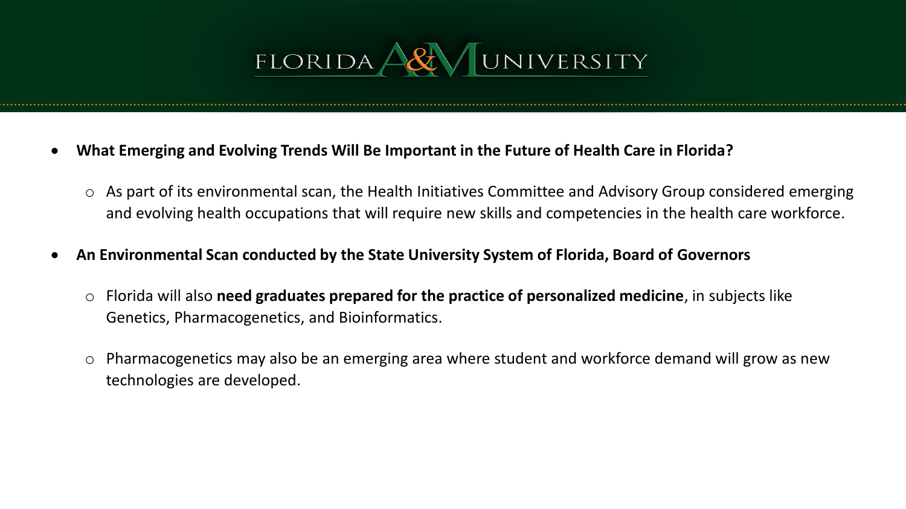- **What Emerging and Evolving Trends Will Be Important in the Future of Health Care in Florida?**
  - As part of its environmental scan, the Health Initiatives Committee and Advisory Group considered emerging and evolving health occupations that will require new skills and competencies in the health care workforce.
- **An Environmental Scan conducted by the State University System of Florida, Board of Governors**
  - Florida will also **need graduates prepared for the practice of personalized medicine**, in subjects like Genetics, Pharmacogenetics, and Bioinformatics.
  - Pharmacogenetics may also be an emerging area where student and workforce demand will grow as new technologies are developed.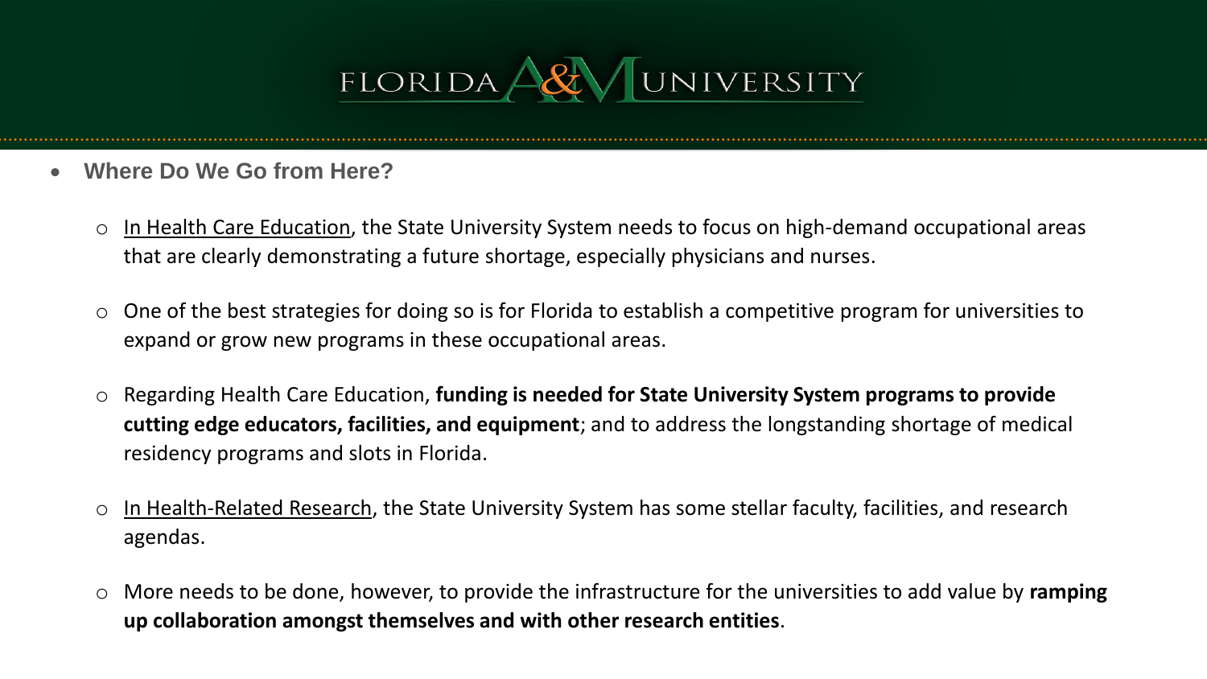- **Where Do We Go from Here?**

  - In Health Care Education, the State University System needs to focus on high-demand occupational areas that are clearly demonstrating a future shortage, especially physicians and nurses.

  - One of the best strategies for doing so is for Florida to establish a competitive program for universities to expand or grow new programs in these occupational areas.

  - Regarding Health Care Education, **funding is needed for State University System programs to provide cutting edge educators, facilities, and equipment**; and to address the longstanding shortage of medical residency programs and slots in Florida.

  - In Health-Related Research, the State University System has some stellar faculty, facilities, and research agendas.

  - More needs to be done, however, to provide the infrastructure for the universities to add value by **ramping up collaboration amongst themselves and with other research entities**.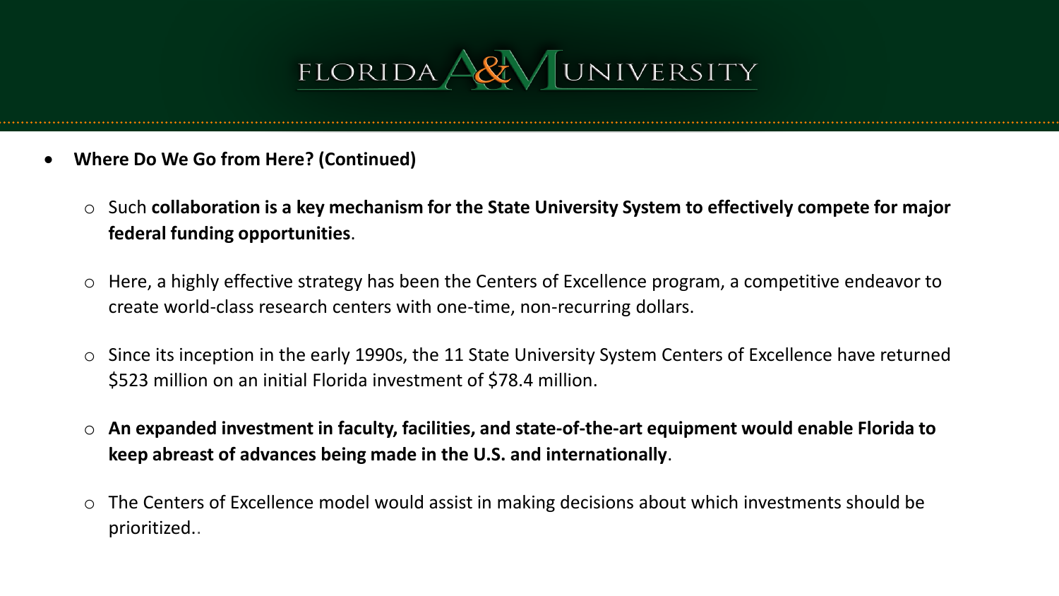- **Where Do We Go from Here? (Continued)**
  - Such **collaboration is a key mechanism for the State University System to effectively compete for major federal funding opportunities**.
  - Here, a highly effective strategy has been the Centers of Excellence program, a competitive endeavor to create world-class research centers with one-time, non-recurring dollars.
  - Since its inception in the early 1990s, the 11 State University System Centers of Excellence have returned $523 million on an initial Florida investment of $78.4 million.
  - **An expanded investment in faculty, facilities, and state-of-the-art equipment would enable Florida to keep abreast of advances being made in the U.S. and internationally**.
  - The Centers of Excellence model would assist in making decisions about which investments should be prioritized..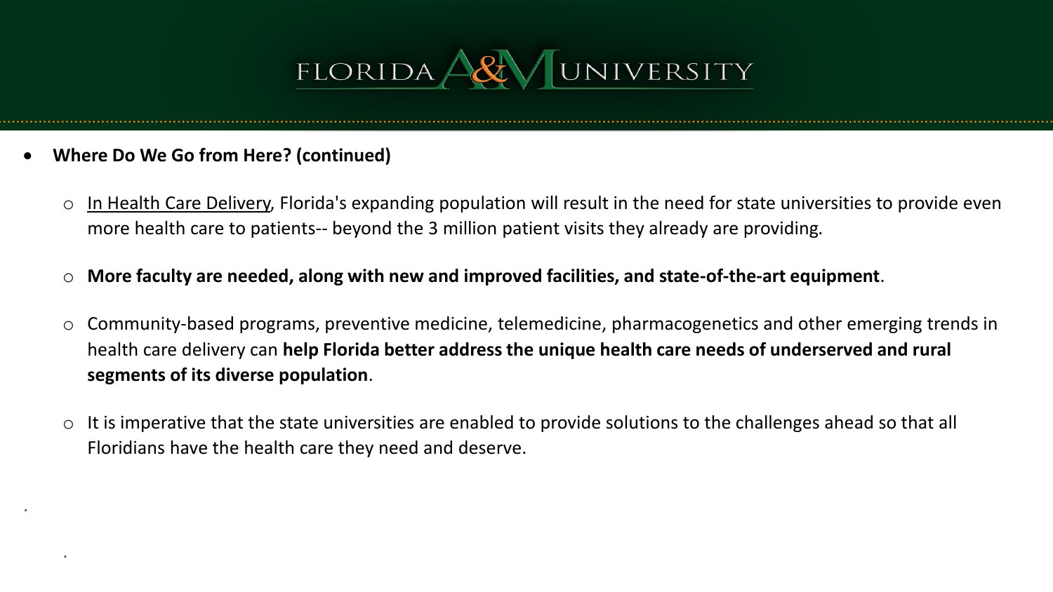- **Where Do We Go from Here? (continued)**
  - In Health Care Delivery, Florida's expanding population will result in the need for state universities to provide even more health care to patients-- beyond the 3 million patient visits they already are providing.
  - **More faculty are needed, along with new and improved facilities, and state-of-the-art equipment**.
  - Community-based programs, preventive medicine, telemedicine, pharmacogenetics and other emerging trends in health care delivery can **help Florida better address the unique health care needs of underserved and rural segments of its diverse population**.
  - It is imperative that the state universities are enabled to provide solutions to the challenges ahead so that all Floridians have the health care they need and deserve.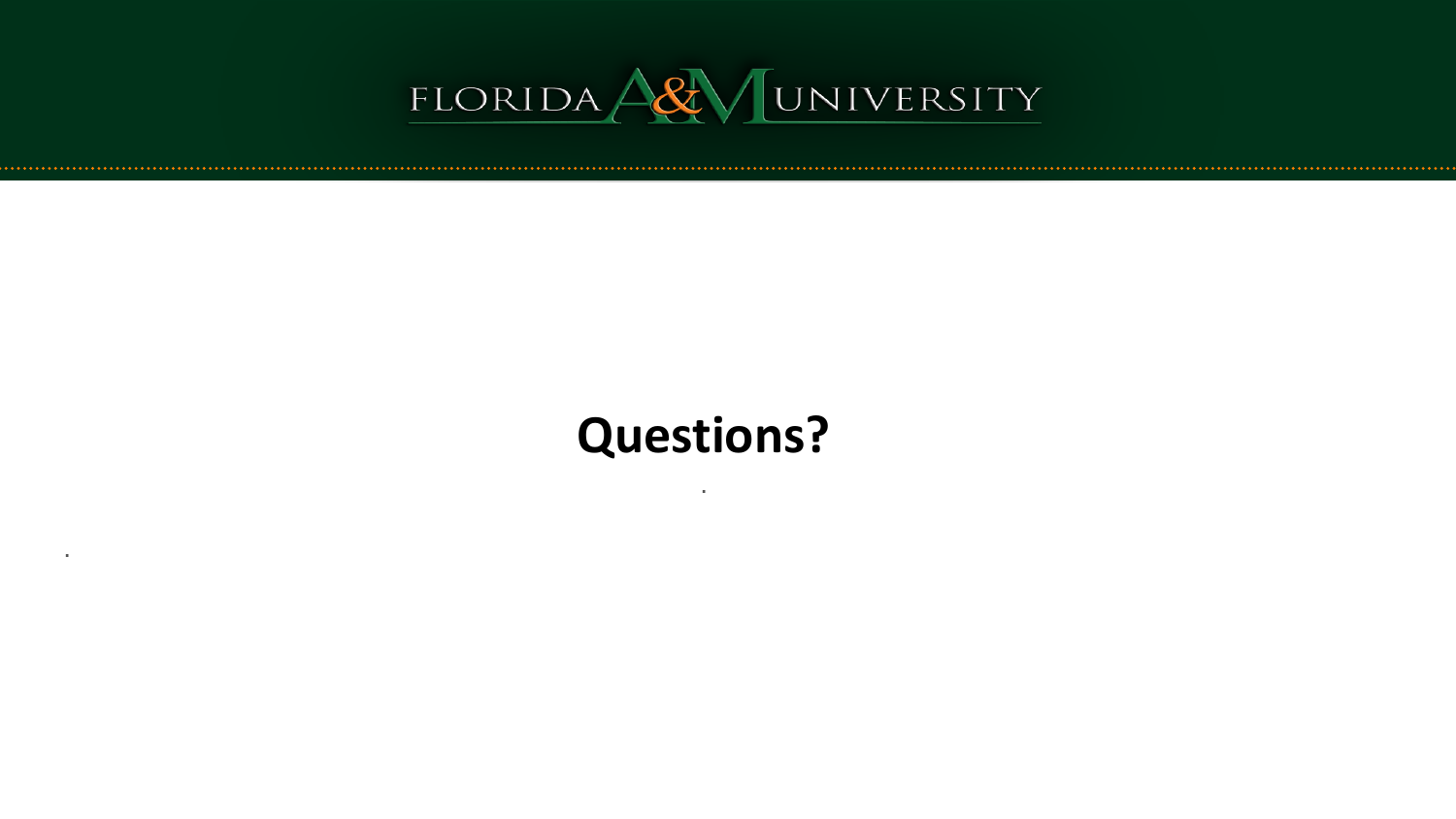# Questions?